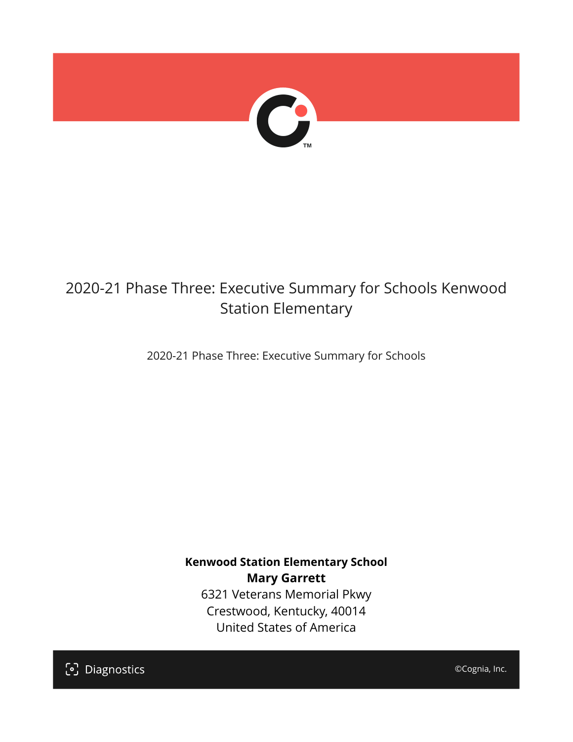# 2020-21 Phase Three: Executive Summary for Schools Kenwood Station Elementary

2020-21 Phase Three: Executive Summary for Schools

**Kenwood Station Elementary School**
**Mary Garrett**
6321 Veterans Memorial Pkwy
Crestwood, Kentucky, 40014
United States of America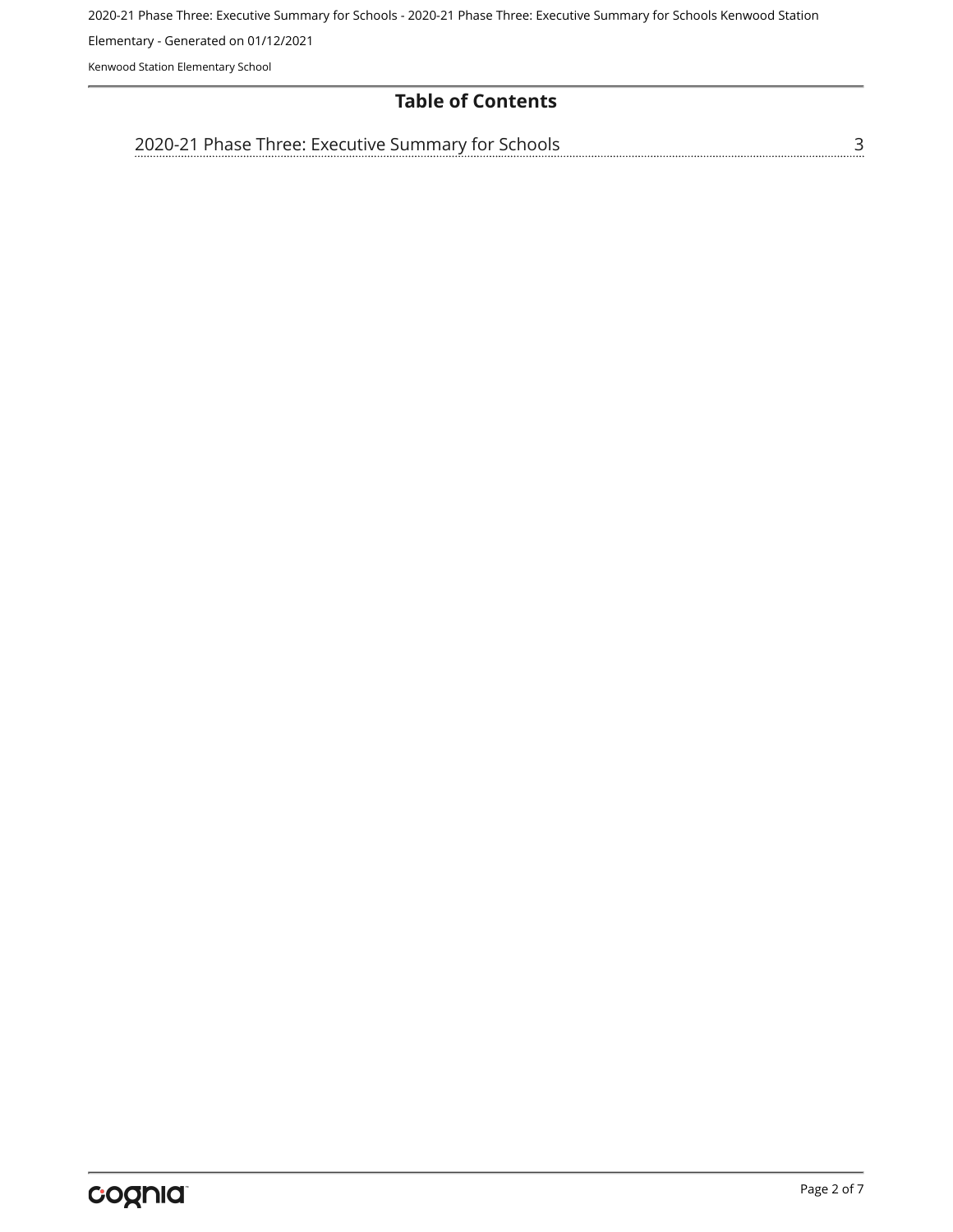# Table of Contents

2020-21 Phase Three: Executive Summary for Schools ........................................ 3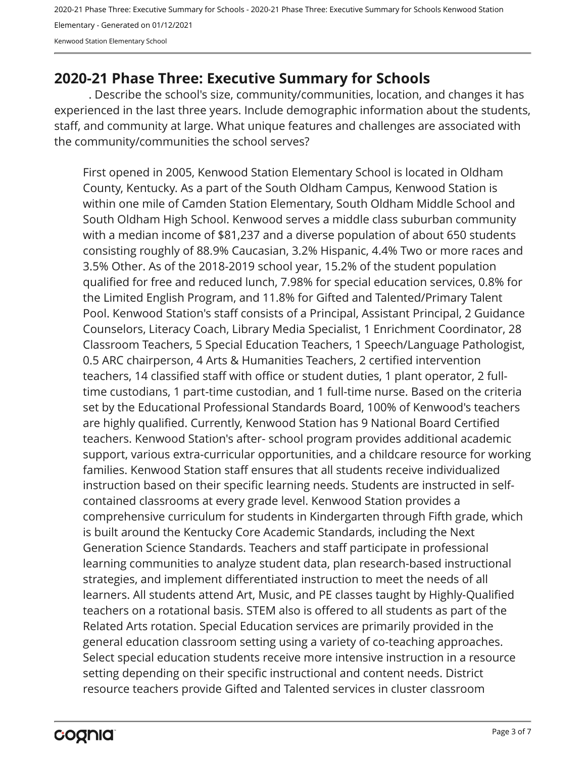## 2020-21 Phase Three: Executive Summary for Schools

. Describe the school's size, community/communities, location, and changes it has experienced in the last three years. Include demographic information about the students, staff, and community at large. What unique features and challenges are associated with the community/communities the school serves?

First opened in 2005, Kenwood Station Elementary School is located in Oldham County, Kentucky. As a part of the South Oldham Campus, Kenwood Station is within one mile of Camden Station Elementary, South Oldham Middle School and South Oldham High School. Kenwood serves a middle class suburban community with a median income of $81,237 and a diverse population of about 650 students consisting roughly of 88.9% Caucasian, 3.2% Hispanic, 4.4% Two or more races and 3.5% Other. As of the 2018-2019 school year, 15.2% of the student population qualified for free and reduced lunch, 7.98% for special education services, 0.8% for the Limited English Program, and 11.8% for Gifted and Talented/Primary Talent Pool. Kenwood Station's staff consists of a Principal, Assistant Principal, 2 Guidance Counselors, Literacy Coach, Library Media Specialist, 1 Enrichment Coordinator, 28 Classroom Teachers, 5 Special Education Teachers, 1 Speech/Language Pathologist, 0.5 ARC chairperson, 4 Arts & Humanities Teachers, 2 certified intervention teachers, 14 classified staff with office or student duties, 1 plant operator, 2 full-time custodians, 1 part-time custodian, and 1 full-time nurse. Based on the criteria set by the Educational Professional Standards Board, 100% of Kenwood's teachers are highly qualified. Currently, Kenwood Station has 9 National Board Certified teachers. Kenwood Station's after- school program provides additional academic support, various extra-curricular opportunities, and a childcare resource for working families. Kenwood Station staff ensures that all students receive individualized instruction based on their specific learning needs. Students are instructed in self-contained classrooms at every grade level. Kenwood Station provides a comprehensive curriculum for students in Kindergarten through Fifth grade, which is built around the Kentucky Core Academic Standards, including the Next Generation Science Standards. Teachers and staff participate in professional learning communities to analyze student data, plan research-based instructional strategies, and implement differentiated instruction to meet the needs of all learners. All students attend Art, Music, and PE classes taught by Highly-Qualified teachers on a rotational basis. STEM also is offered to all students as part of the Related Arts rotation. Special Education services are primarily provided in the general education classroom setting using a variety of co-teaching approaches. Select special education students receive more intensive instruction in a resource setting depending on their specific instructional and content needs. District resource teachers provide Gifted and Talented services in cluster classroom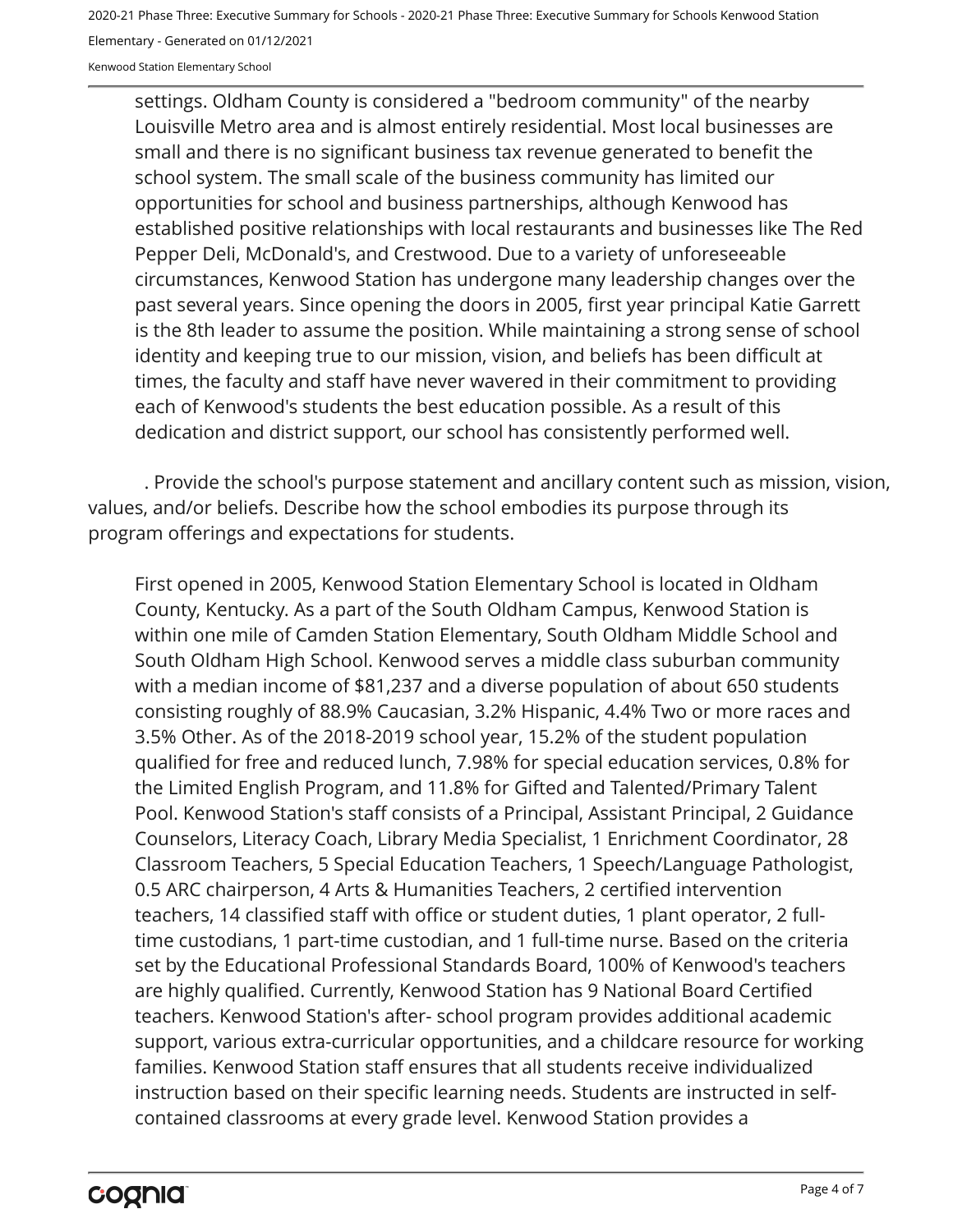settings. Oldham County is considered a "bedroom community" of the nearby Louisville Metro area and is almost entirely residential. Most local businesses are small and there is no significant business tax revenue generated to benefit the school system. The small scale of the business community has limited our opportunities for school and business partnerships, although Kenwood has established positive relationships with local restaurants and businesses like The Red Pepper Deli, McDonald's, and Crestwood. Due to a variety of unforeseeable circumstances, Kenwood Station has undergone many leadership changes over the past several years. Since opening the doors in 2005, first year principal Katie Garrett is the 8th leader to assume the position. While maintaining a strong sense of school identity and keeping true to our mission, vision, and beliefs has been difficult at times, the faculty and staff have never wavered in their commitment to providing each of Kenwood's students the best education possible. As a result of this dedication and district support, our school has consistently performed well.

. Provide the school's purpose statement and ancillary content such as mission, vision, values, and/or beliefs. Describe how the school embodies its purpose through its program offerings and expectations for students.

First opened in 2005, Kenwood Station Elementary School is located in Oldham County, Kentucky. As a part of the South Oldham Campus, Kenwood Station is within one mile of Camden Station Elementary, South Oldham Middle School and South Oldham High School. Kenwood serves a middle class suburban community with a median income of $81,237 and a diverse population of about 650 students consisting roughly of 88.9% Caucasian, 3.2% Hispanic, 4.4% Two or more races and 3.5% Other. As of the 2018-2019 school year, 15.2% of the student population qualified for free and reduced lunch, 7.98% for special education services, 0.8% for the Limited English Program, and 11.8% for Gifted and Talented/Primary Talent Pool. Kenwood Station's staff consists of a Principal, Assistant Principal, 2 Guidance Counselors, Literacy Coach, Library Media Specialist, 1 Enrichment Coordinator, 28 Classroom Teachers, 5 Special Education Teachers, 1 Speech/Language Pathologist, 0.5 ARC chairperson, 4 Arts & Humanities Teachers, 2 certified intervention teachers, 14 classified staff with office or student duties, 1 plant operator, 2 full-time custodians, 1 part-time custodian, and 1 full-time nurse. Based on the criteria set by the Educational Professional Standards Board, 100% of Kenwood's teachers are highly qualified. Currently, Kenwood Station has 9 National Board Certified teachers. Kenwood Station's after- school program provides additional academic support, various extra-curricular opportunities, and a childcare resource for working families. Kenwood Station staff ensures that all students receive individualized instruction based on their specific learning needs. Students are instructed in self-contained classrooms at every grade level. Kenwood Station provides a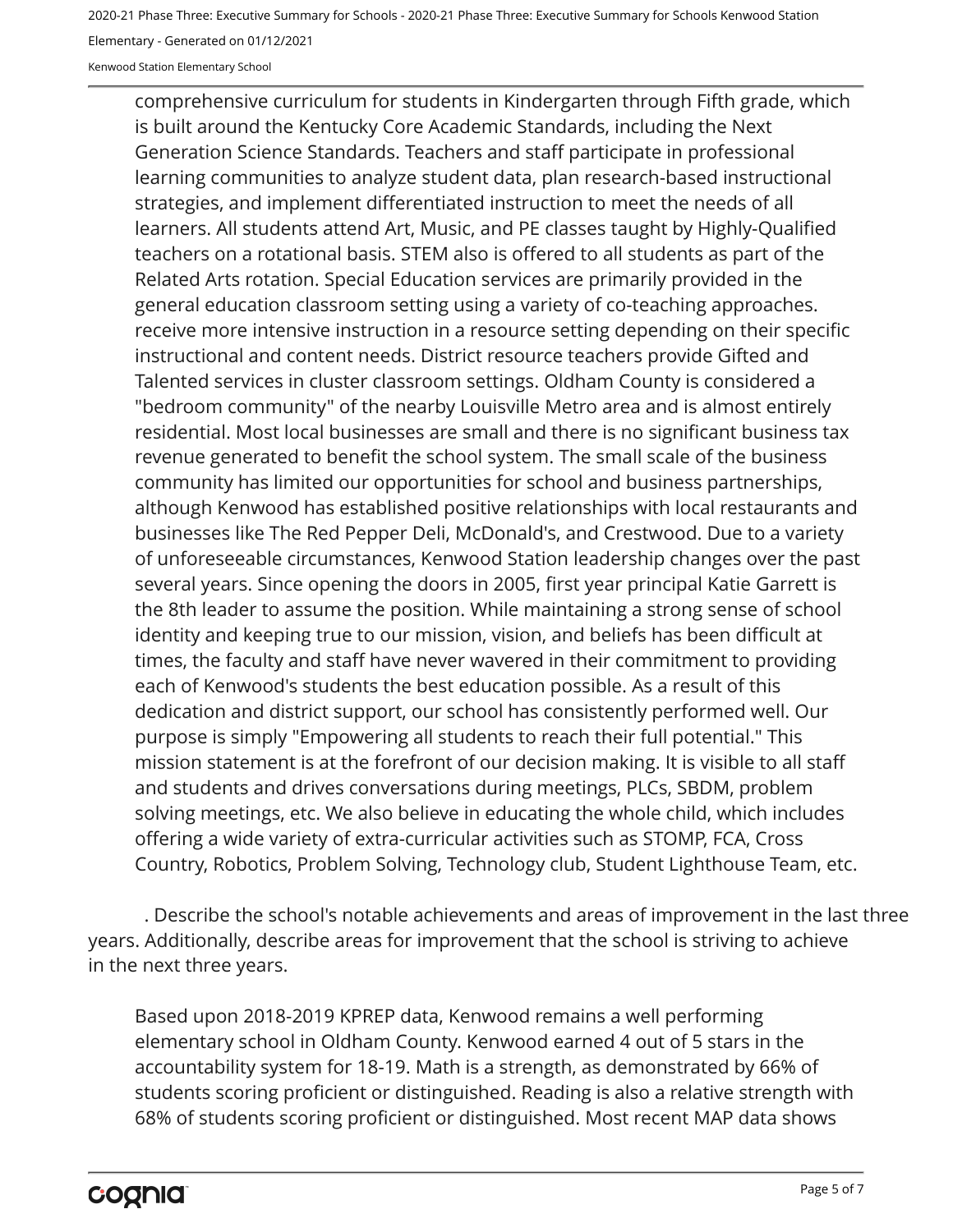comprehensive curriculum for students in Kindergarten through Fifth grade, which is built around the Kentucky Core Academic Standards, including the Next Generation Science Standards. Teachers and staff participate in professional learning communities to analyze student data, plan research-based instructional strategies, and implement differentiated instruction to meet the needs of all learners. All students attend Art, Music, and PE classes taught by Highly-Qualified teachers on a rotational basis. STEM also is offered to all students as part of the Related Arts rotation. Special Education services are primarily provided in the general education classroom setting using a variety of co-teaching approaches. receive more intensive instruction in a resource setting depending on their specific instructional and content needs. District resource teachers provide Gifted and Talented services in cluster classroom settings. Oldham County is considered a "bedroom community" of the nearby Louisville Metro area and is almost entirely residential. Most local businesses are small and there is no significant business tax revenue generated to benefit the school system. The small scale of the business community has limited our opportunities for school and business partnerships, although Kenwood has established positive relationships with local restaurants and businesses like The Red Pepper Deli, McDonald's, and Crestwood. Due to a variety of unforeseeable circumstances, Kenwood Station leadership changes over the past several years. Since opening the doors in 2005, first year principal Katie Garrett is the 8th leader to assume the position. While maintaining a strong sense of school identity and keeping true to our mission, vision, and beliefs has been difficult at times, the faculty and staff have never wavered in their commitment to providing each of Kenwood's students the best education possible. As a result of this dedication and district support, our school has consistently performed well. Our purpose is simply "Empowering all students to reach their full potential." This mission statement is at the forefront of our decision making. It is visible to all staff and students and drives conversations during meetings, PLCs, SBDM, problem solving meetings, etc. We also believe in educating the whole child, which includes offering a wide variety of extra-curricular activities such as STOMP, FCA, Cross Country, Robotics, Problem Solving, Technology club, Student Lighthouse Team, etc.

. Describe the school's notable achievements and areas of improvement in the last three years. Additionally, describe areas for improvement that the school is striving to achieve in the next three years.

Based upon 2018-2019 KPREP data, Kenwood remains a well performing elementary school in Oldham County. Kenwood earned 4 out of 5 stars in the accountability system for 18-19. Math is a strength, as demonstrated by 66% of students scoring proficient or distinguished. Reading is also a relative strength with 68% of students scoring proficient or distinguished. Most recent MAP data shows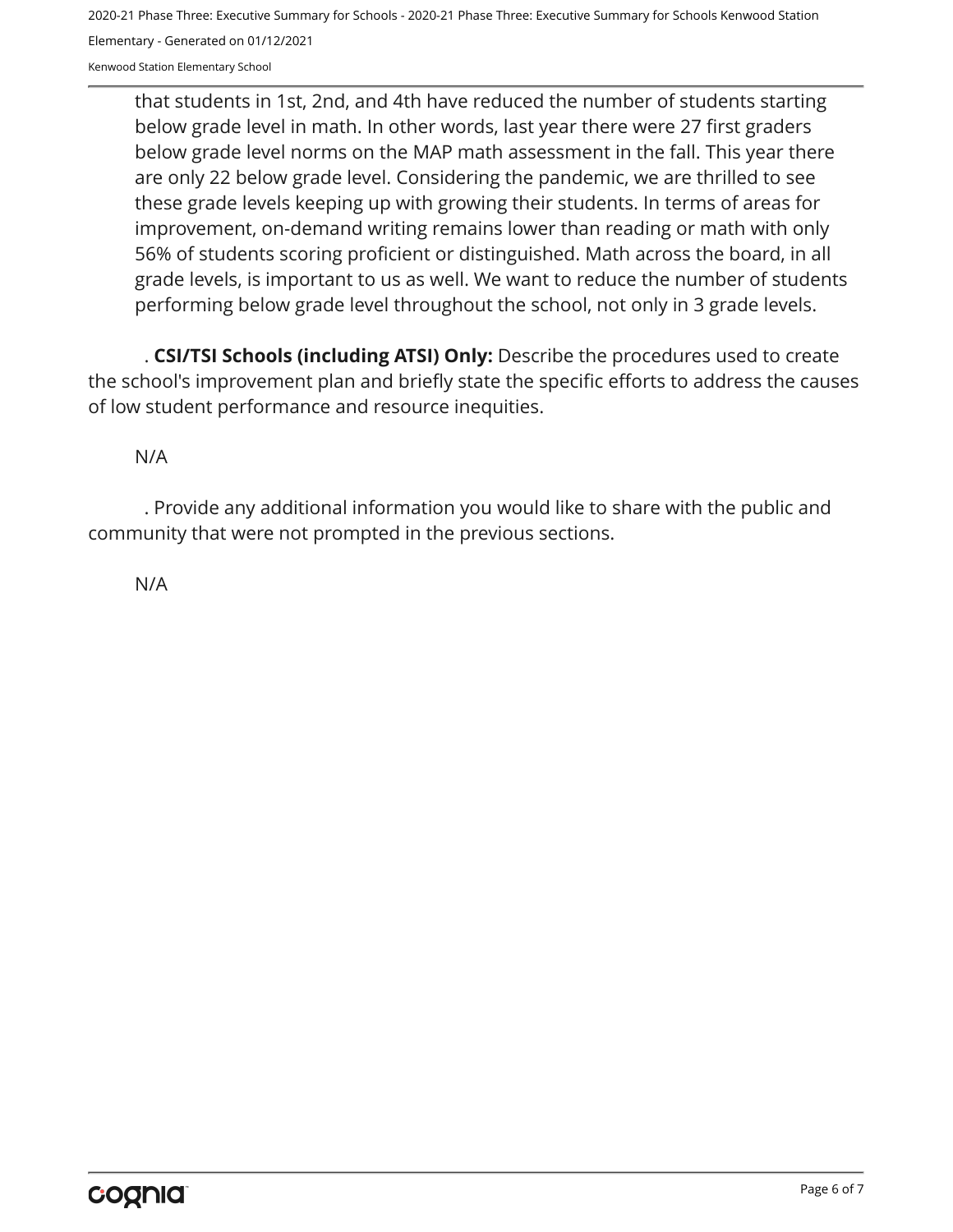that students in 1st, 2nd, and 4th have reduced the number of students starting below grade level in math. In other words, last year there were 27 first graders below grade level norms on the MAP math assessment in the fall. This year there are only 22 below grade level. Considering the pandemic, we are thrilled to see these grade levels keeping up with growing their students. In terms of areas for improvement, on-demand writing remains lower than reading or math with only 56% of students scoring proficient or distinguished. Math across the board, in all grade levels, is important to us as well. We want to reduce the number of students performing below grade level throughout the school, not only in 3 grade levels.

. **CSI/TSI Schools (including ATSI) Only:** Describe the procedures used to create the school's improvement plan and briefly state the specific efforts to address the causes of low student performance and resource inequities.

N/A

. Provide any additional information you would like to share with the public and community that were not prompted in the previous sections.

N/A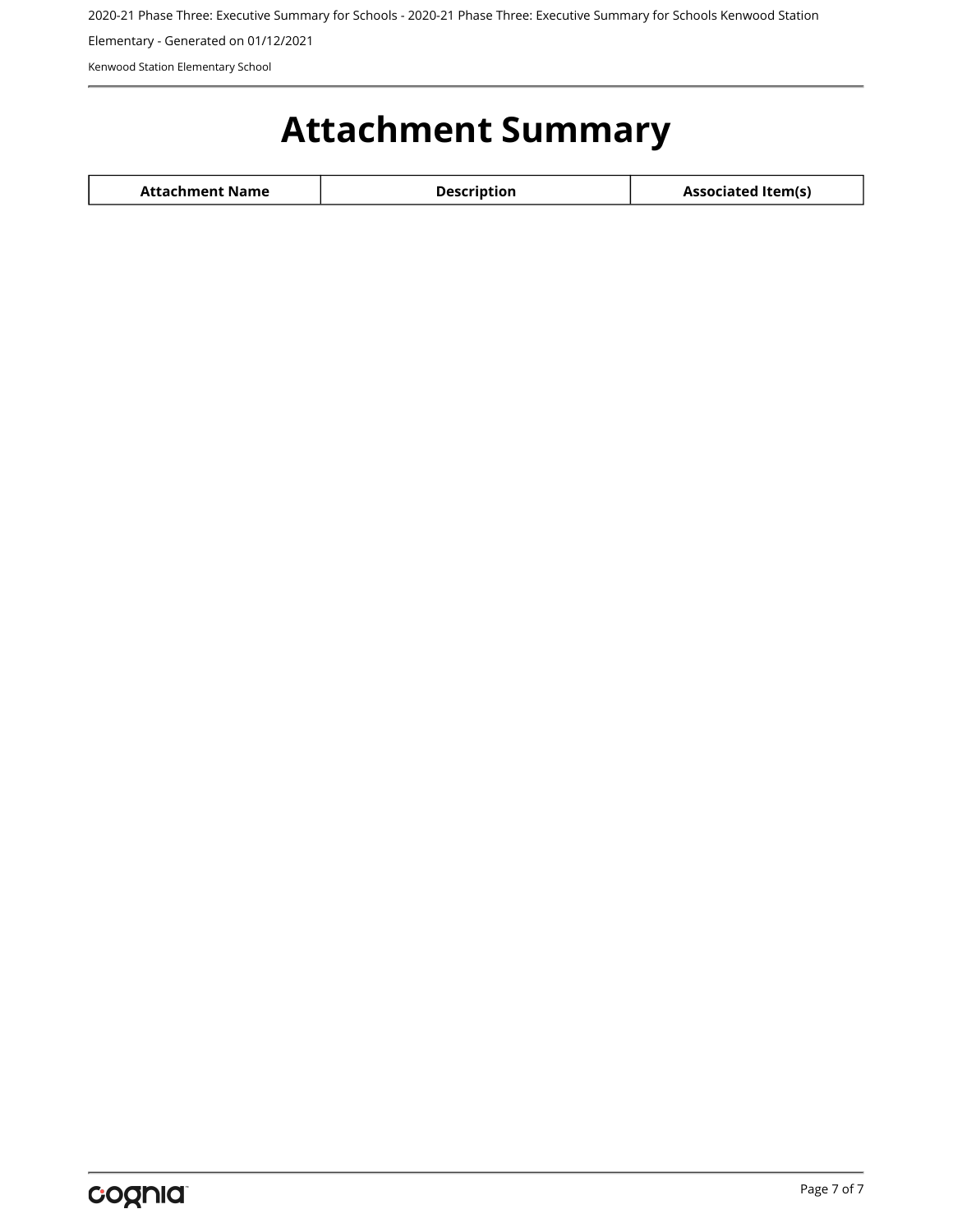# Attachment Summary

| Attachment Name | Description | Associated Item(s) |
| --- | --- | --- |